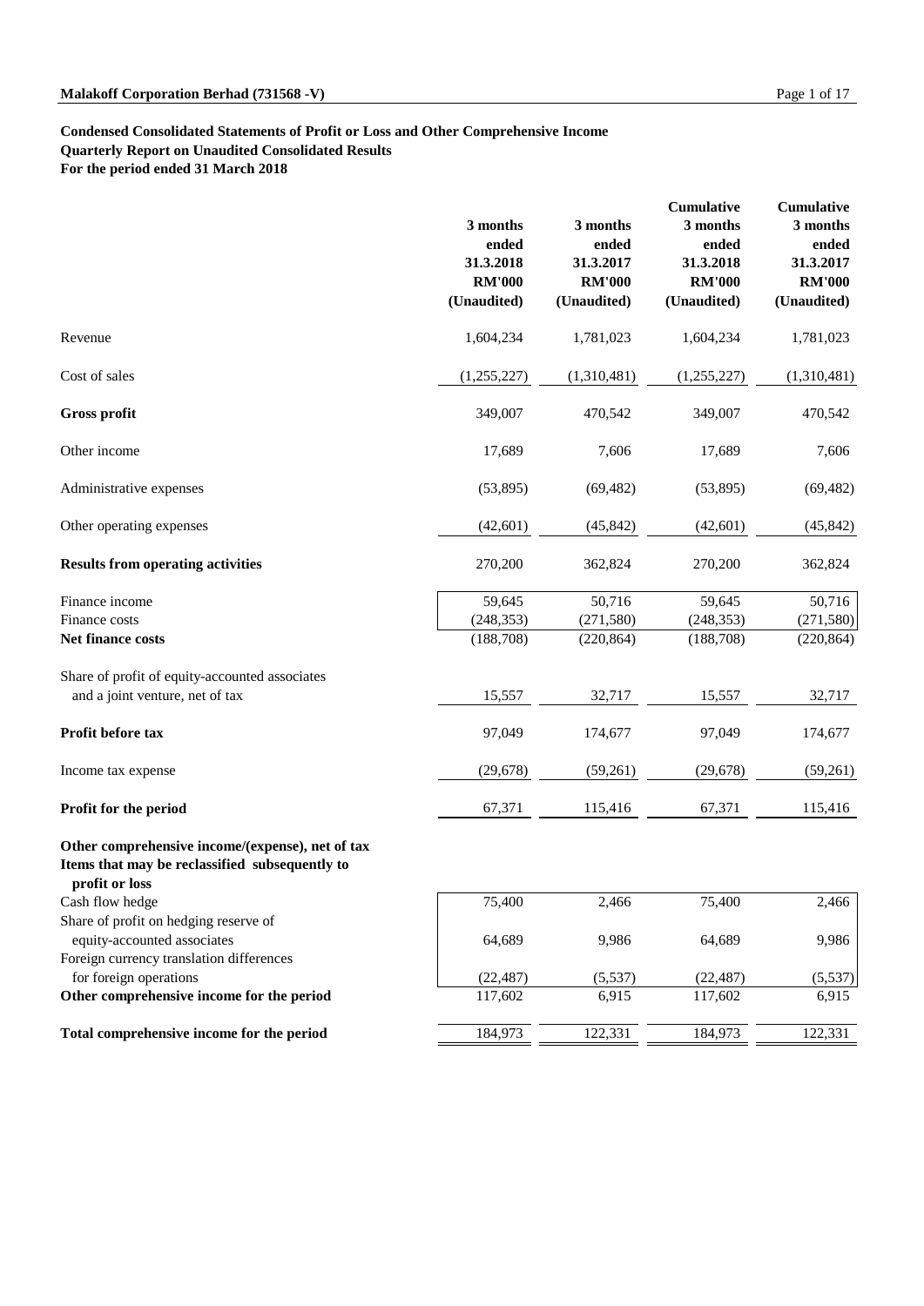**Condensed Consolidated Statements of Profit or Loss and Other Comprehensive Income**
**Quarterly Report on Unaudited Consolidated Results**
**For the period ended 31 March 2018**

| | 3 months ended 31.3.2018 RM'000 (Unaudited) | 3 months ended 31.3.2017 RM'000 (Unaudited) | Cumulative 3 months ended 31.3.2018 RM'000 (Unaudited) | Cumulative 3 months ended 31.3.2017 RM'000 (Unaudited) |
|---|---|---|---|---|
| Revenue | 1,604,234 | 1,781,023 | 1,604,234 | 1,781,023 |
| Cost of sales | (1,255,227) | (1,310,481) | (1,255,227) | (1,310,481) |
| **Gross profit** | 349,007 | 470,542 | 349,007 | 470,542 |
| Other income | 17,689 | 7,606 | 17,689 | 7,606 |
| Administrative expenses | (53,895) | (69,482) | (53,895) | (69,482) |
| Other operating expenses | (42,601) | (45,842) | (42,601) | (45,842) |
| **Results from operating activities** | 270,200 | 362,824 | 270,200 | 362,824 |
| Finance income | 59,645 | 50,716 | 59,645 | 50,716 |
| Finance costs | (248,353) | (271,580) | (248,353) | (271,580) |
| **Net finance costs** | (188,708) | (220,864) | (188,708) | (220,864) |
| Share of profit of equity-accounted associates and a joint venture, net of tax | 15,557 | 32,717 | 15,557 | 32,717 |
| **Profit before tax** | 97,049 | 174,677 | 97,049 | 174,677 |
| Income tax expense | (29,678) | (59,261) | (29,678) | (59,261) |
| **Profit for the period** | 67,371 | 115,416 | 67,371 | 115,416 |
| **Other comprehensive income/(expense), net of tax** | | | | |
| **Items that may be reclassified subsequently to profit or loss** | | | | |
| Cash flow hedge | 75,400 | 2,466 | 75,400 | 2,466 |
| Share of profit on hedging reserve of equity-accounted associates | 64,689 | 9,986 | 64,689 | 9,986 |
| Foreign currency translation differences for foreign operations | (22,487) | (5,537) | (22,487) | (5,537) |
| **Other comprehensive income for the period** | 117,602 | 6,915 | 117,602 | 6,915 |
| **Total comprehensive income for the period** | 184,973 | 122,331 | 184,973 | 122,331 |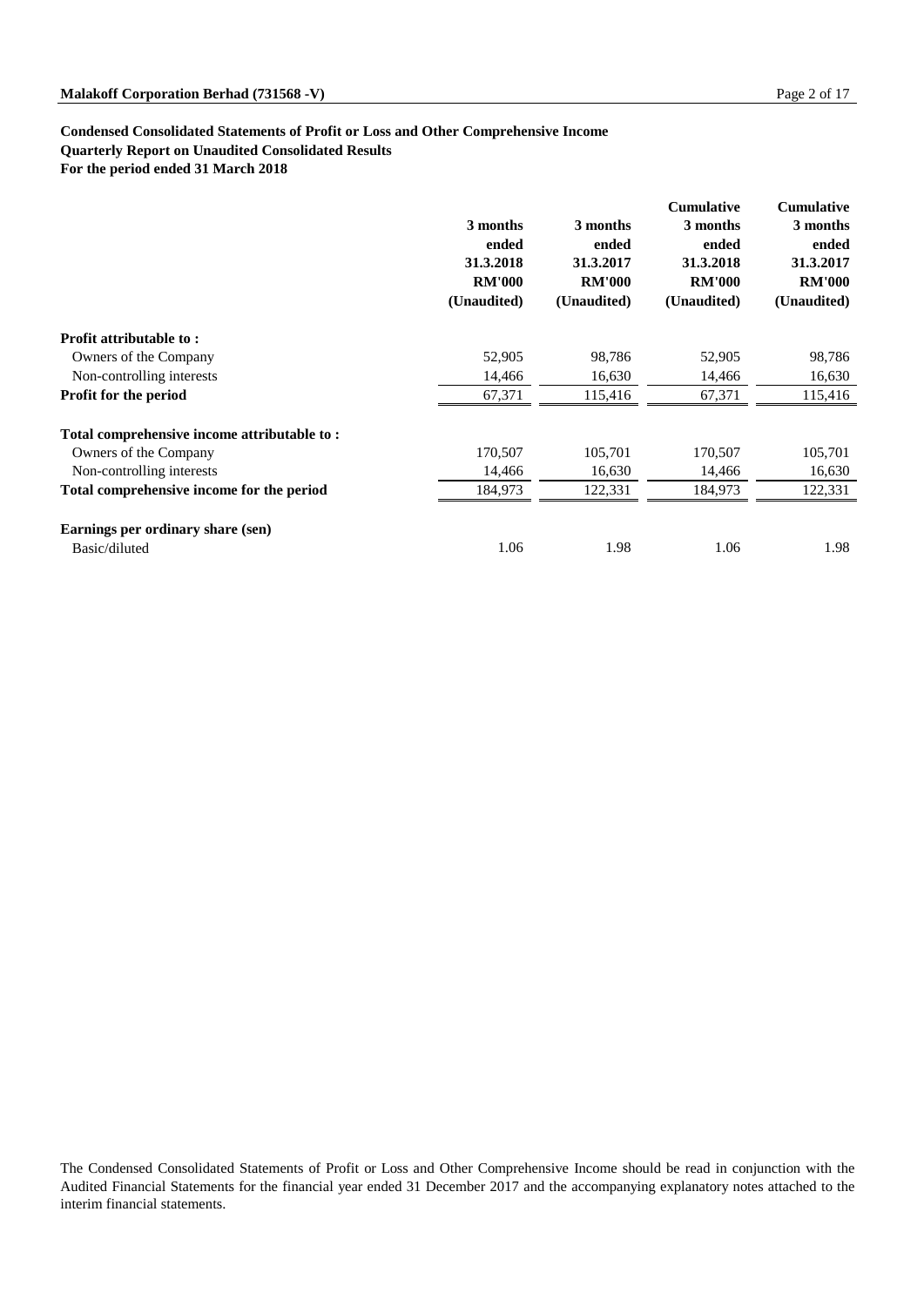**Condensed Consolidated Statements of Profit or Loss and Other Comprehensive Income**
**Quarterly Report on Unaudited Consolidated Results**
**For the period ended 31 March 2018**

| | 3 months ended 31.3.2018 RM'000 (Unaudited) | 3 months ended 31.3.2017 RM'000 (Unaudited) | Cumulative 3 months ended 31.3.2018 RM'000 (Unaudited) | Cumulative 3 months ended 31.3.2017 RM'000 (Unaudited) |
|---|---|---|---|---|
| **Profit attributable to :** | | | | |
| Owners of the Company | 52,905 | 98,786 | 52,905 | 98,786 |
| Non-controlling interests | 14,466 | 16,630 | 14,466 | 16,630 |
| **Profit for the period** | 67,371 | 115,416 | 67,371 | 115,416 |
| **Total comprehensive income attributable to :** | | | | |
| Owners of the Company | 170,507 | 105,701 | 170,507 | 105,701 |
| Non-controlling interests | 14,466 | 16,630 | 14,466 | 16,630 |
| **Total comprehensive income for the period** | 184,973 | 122,331 | 184,973 | 122,331 |
| **Earnings per ordinary share (sen)** | | | | |
| Basic/diluted | 1.06 | 1.98 | 1.06 | 1.98 |

The Condensed Consolidated Statements of Profit or Loss and Other Comprehensive Income should be read in conjunction with the Audited Financial Statements for the financial year ended 31 December 2017 and the accompanying explanatory notes attached to the interim financial statements.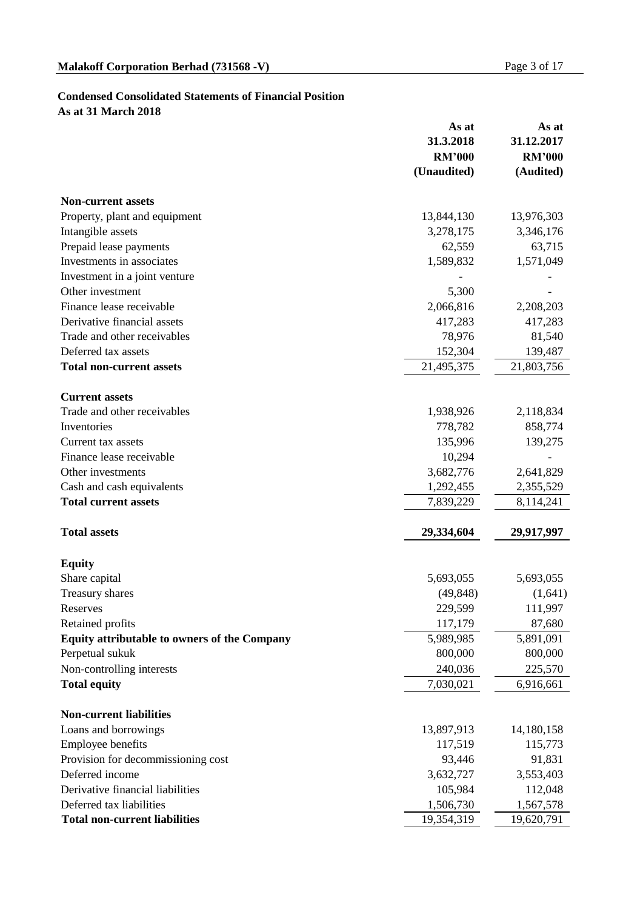## Condensed Consolidated Statements of Financial Position

**As at 31 March 2018**

| | As at 31.3.2018 RM'000 (Unaudited) | As at 31.12.2017 RM'000 (Audited) |
|---|---|---|
| **Non-current assets** | | |
| Property, plant and equipment | 13,844,130 | 13,976,303 |
| Intangible assets | 3,278,175 | 3,346,176 |
| Prepaid lease payments | 62,559 | 63,715 |
| Investments in associates | 1,589,832 | 1,571,049 |
| Investment in a joint venture | - | - |
| Other investment | 5,300 | - |
| Finance lease receivable | 2,066,816 | 2,208,203 |
| Derivative financial assets | 417,283 | 417,283 |
| Trade and other receivables | 78,976 | 81,540 |
| Deferred tax assets | 152,304 | 139,487 |
| **Total non-current assets** | 21,495,375 | 21,803,756 |
| **Current assets** | | |
| Trade and other receivables | 1,938,926 | 2,118,834 |
| Inventories | 778,782 | 858,774 |
| Current tax assets | 135,996 | 139,275 |
| Finance lease receivable | 10,294 | - |
| Other investments | 3,682,776 | 2,641,829 |
| Cash and cash equivalents | 1,292,455 | 2,355,529 |
| **Total current assets** | 7,839,229 | 8,114,241 |
| **Total assets** | **29,334,604** | **29,917,997** |
| **Equity** | | |
| Share capital | 5,693,055 | 5,693,055 |
| Treasury shares | (49,848) | (1,641) |
| Reserves | 229,599 | 111,997 |
| Retained profits | 117,179 | 87,680 |
| **Equity attributable to owners of the Company** | 5,989,985 | 5,891,091 |
| Perpetual sukuk | 800,000 | 800,000 |
| Non-controlling interests | 240,036 | 225,570 |
| **Total equity** | 7,030,021 | 6,916,661 |
| **Non-current liabilities** | | |
| Loans and borrowings | 13,897,913 | 14,180,158 |
| Employee benefits | 117,519 | 115,773 |
| Provision for decommissioning cost | 93,446 | 91,831 |
| Deferred income | 3,632,727 | 3,553,403 |
| Derivative financial liabilities | 105,984 | 112,048 |
| Deferred tax liabilities | 1,506,730 | 1,567,578 |
| **Total non-current liabilities** | 19,354,319 | 19,620,791 |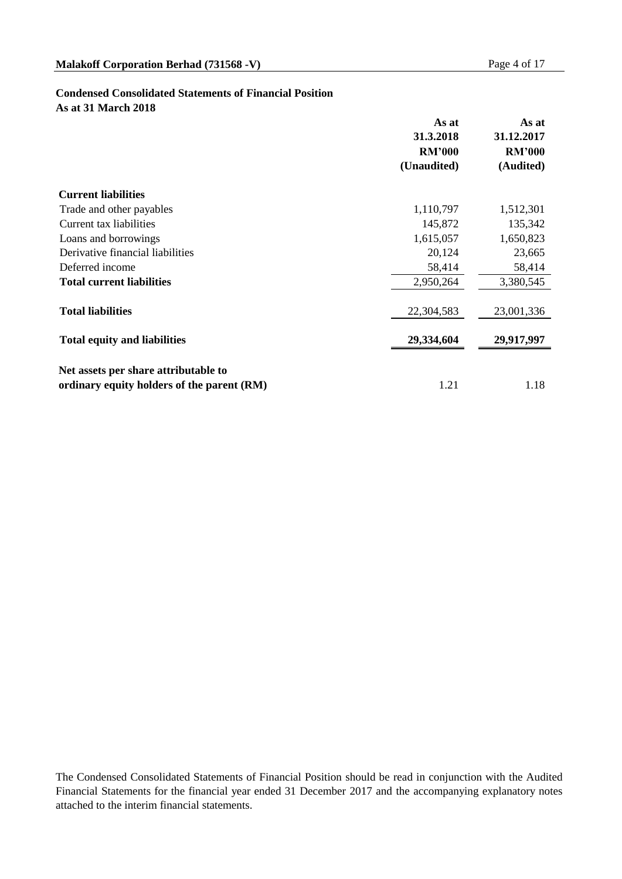**Condensed Consolidated Statements of Financial Position**
**As at 31 March 2018**

| | As at 31.3.2018 RM'000 (Unaudited) | As at 31.12.2017 RM'000 (Audited) |
|---|---|---|
| **Current liabilities** | | |
| Trade and other payables | 1,110,797 | 1,512,301 |
| Current tax liabilities | 145,872 | 135,342 |
| Loans and borrowings | 1,615,057 | 1,650,823 |
| Derivative financial liabilities | 20,124 | 23,665 |
| Deferred income | 58,414 | 58,414 |
| **Total current liabilities** | 2,950,264 | 3,380,545 |
| **Total liabilities** | 22,304,583 | 23,001,336 |
| **Total equity and liabilities** | **29,334,604** | **29,917,997** |
| **Net assets per share attributable to ordinary equity holders of the parent (RM)** | 1.21 | 1.18 |

The Condensed Consolidated Statements of Financial Position should be read in conjunction with the Audited Financial Statements for the financial year ended 31 December 2017 and the accompanying explanatory notes attached to the interim financial statements.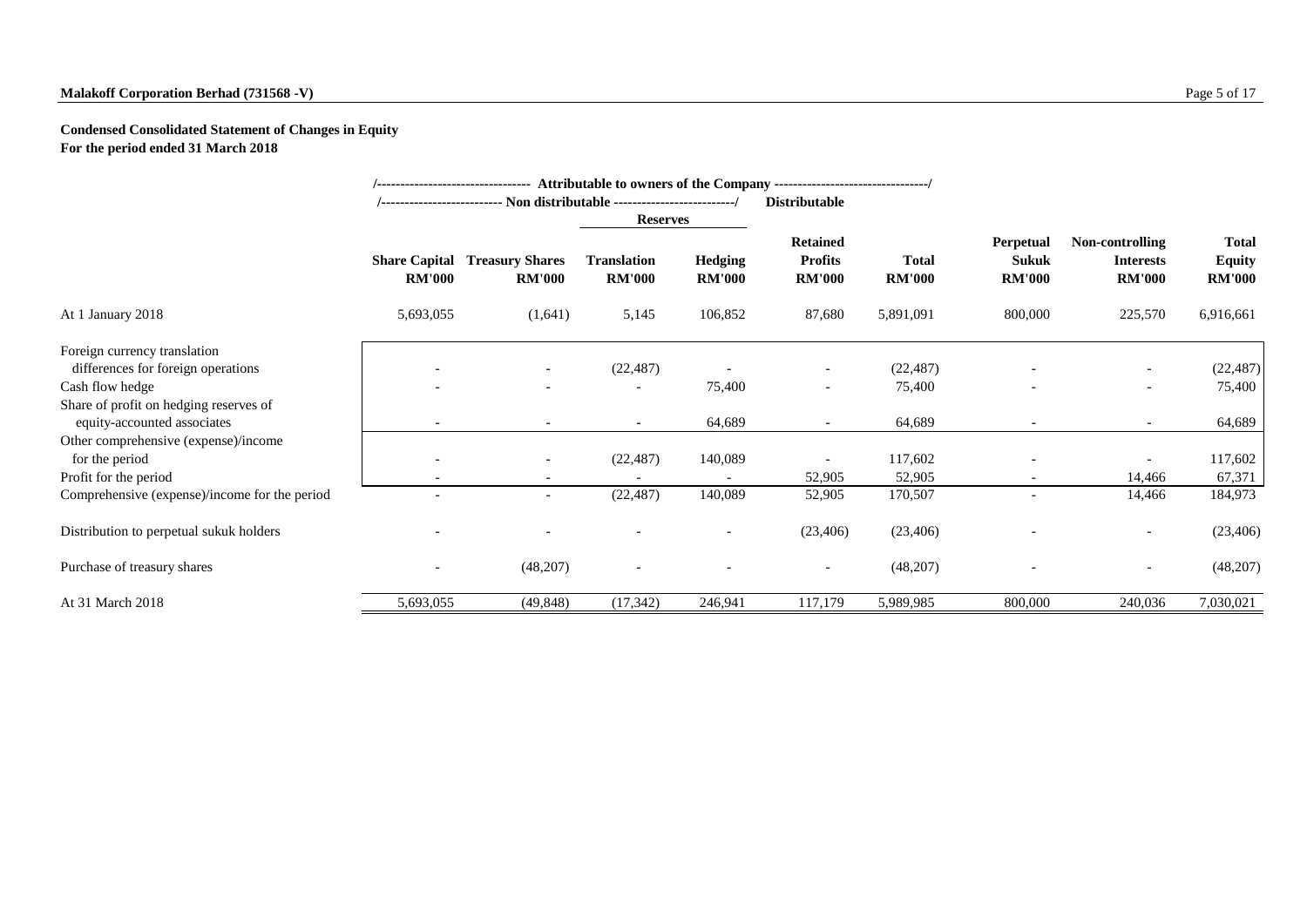**Condensed Consolidated Statement of Changes in Equity**
**For the period ended 31 March 2018**

| | Attributable to owners of the Company | | | | | | | | |
|---|---|---|---|---|---|---|---|---|---|
| | Non distributable | | | | Distributable | | | | |
| | | | Reserves | | | | | | |
| | Share Capital RM'000 | Treasury Shares RM'000 | Translation RM'000 | Hedging RM'000 | Retained Profits RM'000 | Total RM'000 | Perpetual Sukuk RM'000 | Non-controlling Interests RM'000 | Total Equity RM'000 |
| At 1 January 2018 | 5,693,055 | (1,641) | 5,145 | 106,852 | 87,680 | 5,891,091 | 800,000 | 225,570 | 6,916,661 |
| Foreign currency translation differences for foreign operations | - | - | (22,487) | - | - | (22,487) | - | - | (22,487) |
| Cash flow hedge | - | - | - | 75,400 | - | 75,400 | - | - | 75,400 |
| Share of profit on hedging reserves of equity-accounted associates | - | - | - | 64,689 | - | 64,689 | - | - | 64,689 |
| Other comprehensive (expense)/income for the period | - | - | (22,487) | 140,089 | - | 117,602 | - | - | 117,602 |
| Profit for the period | - | - | - | - | 52,905 | 52,905 | - | 14,466 | 67,371 |
| Comprehensive (expense)/income for the period | - | - | (22,487) | 140,089 | 52,905 | 170,507 | - | 14,466 | 184,973 |
| Distribution to perpetual sukuk holders | - | - | - | - | (23,406) | (23,406) | - | - | (23,406) |
| Purchase of treasury shares | - | (48,207) | - | - | - | (48,207) | - | - | (48,207) |
| At 31 March 2018 | 5,693,055 | (49,848) | (17,342) | 246,941 | 117,179 | 5,989,985 | 800,000 | 240,036 | 7,030,021 |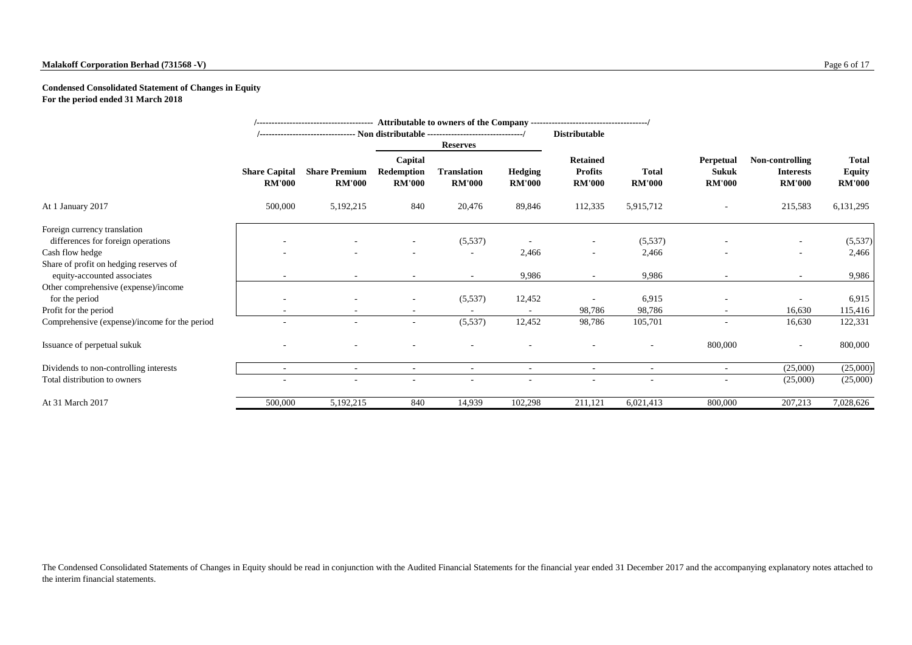**Malakoff Corporation Berhad (731568 -V)**

**Condensed Consolidated Statement of Changes in Equity**
**For the period ended 31 March 2018**

| | Attributable to owners of the Company | | | | | | | | | |
|---|---|---|---|---|---|---|---|---|---|---|
| | Non distributable | | | | | Distributable | | | | |
| | | | Reserves | | | | | | | |
| | Share Capital RM'000 | Share Premium RM'000 | Capital Redemption RM'000 | Translation RM'000 | Hedging RM'000 | Retained Profits RM'000 | Total RM'000 | Perpetual Sukuk RM'000 | Non-controlling Interests RM'000 | Total Equity RM'000 |
| At 1 January 2017 | 500,000 | 5,192,215 | 840 | 20,476 | 89,846 | 112,335 | 5,915,712 | - | 215,583 | 6,131,295 |
| Foreign currency translation differences for foreign operations | - | - | - | (5,537) | - | - | (5,537) | - | - | (5,537) |
| Cash flow hedge | - | - | - | - | 2,466 | - | 2,466 | - | - | 2,466 |
| Share of profit on hedging reserves of equity-accounted associates | - | - | - | - | 9,986 | - | 9,986 | - | - | 9,986 |
| Other comprehensive (expense)/income for the period | - | - | - | (5,537) | 12,452 | - | 6,915 | - | - | 6,915 |
| Profit for the period | - | - | - | - | - | 98,786 | 98,786 | - | 16,630 | 115,416 |
| Comprehensive (expense)/income for the period | - | - | - | (5,537) | 12,452 | 98,786 | 105,701 | - | 16,630 | 122,331 |
| Issuance of perpetual sukuk | - | - | - | - | - | - | - | 800,000 | - | 800,000 |
| Dividends to non-controlling interests | - | - | - | - | - | - | - | - | (25,000) | (25,000) |
| Total distribution to owners | - | - | - | - | - | - | - | - | (25,000) | (25,000) |
| At 31 March 2017 | 500,000 | 5,192,215 | 840 | 14,939 | 102,298 | 211,121 | 6,021,413 | 800,000 | 207,213 | 7,028,626 |

The Condensed Consolidated Statements of Changes in Equity should be read in conjunction with the Audited Financial Statements for the financial year ended 31 December 2017 and the accompanying explanatory notes attached to the interim financial statements.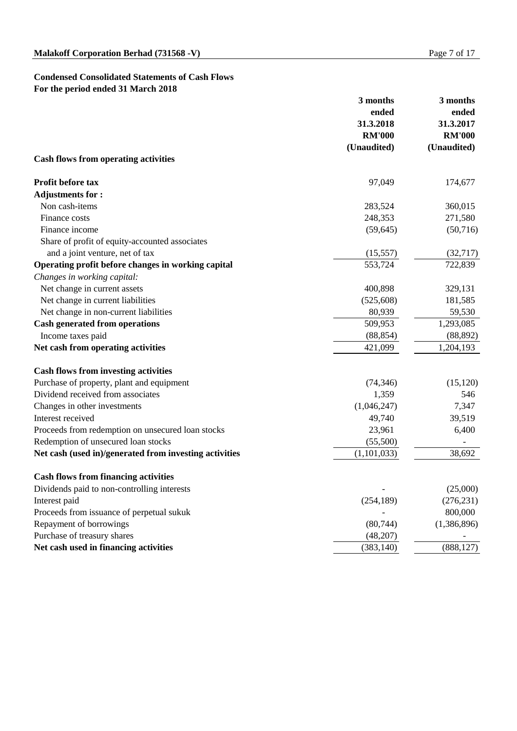**Condensed Consolidated Statements of Cash Flows**
**For the period ended 31 March 2018**

| | 3 months ended 31.3.2018 RM'000 (Unaudited) | 3 months ended 31.3.2017 RM'000 (Unaudited) |
|---|---|---|
| **Cash flows from operating activities** | | |
| **Profit before tax** | 97,049 | 174,677 |
| **Adjustments for :** | | |
| Non cash-items | 283,524 | 360,015 |
| Finance costs | 248,353 | 271,580 |
| Finance income | (59,645) | (50,716) |
| Share of profit of equity-accounted associates and a joint venture, net of tax | (15,557) | (32,717) |
| **Operating profit before changes in working capital** | 553,724 | 722,839 |
| *Changes in working capital:* | | |
| Net change in current assets | 400,898 | 329,131 |
| Net change in current liabilities | (525,608) | 181,585 |
| Net change in non-current liabilities | 80,939 | 59,530 |
| **Cash generated from operations** | 509,953 | 1,293,085 |
| Income taxes paid | (88,854) | (88,892) |
| **Net cash from operating activities** | 421,099 | 1,204,193 |
| **Cash flows from investing activities** | | |
| Purchase of property, plant and equipment | (74,346) | (15,120) |
| Dividend received from associates | 1,359 | 546 |
| Changes in other investments | (1,046,247) | 7,347 |
| Interest received | 49,740 | 39,519 |
| Proceeds from redemption on unsecured loan stocks | 23,961 | 6,400 |
| Redemption of unsecured loan stocks | (55,500) | - |
| **Net cash (used in)/generated from investing activities** | (1,101,033) | 38,692 |
| **Cash flows from financing activities** | | |
| Dividends paid to non-controlling interests | - | (25,000) |
| Interest paid | (254,189) | (276,231) |
| Proceeds from issuance of perpetual sukuk | - | 800,000 |
| Repayment of borrowings | (80,744) | (1,386,896) |
| Purchase of treasury shares | (48,207) | - |
| **Net cash used in financing activities** | (383,140) | (888,127) |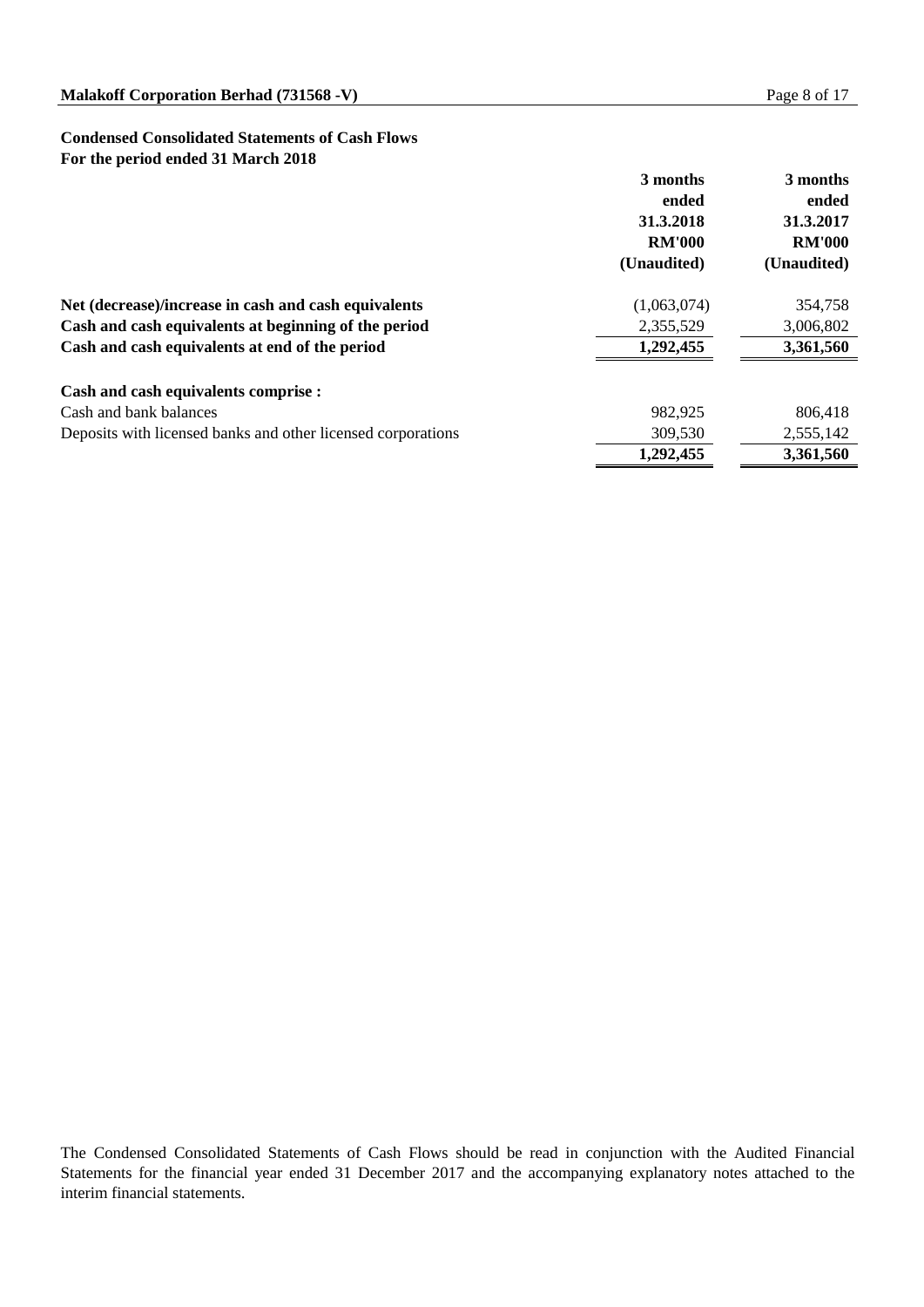**Condensed Consolidated Statements of Cash Flows**
**For the period ended 31 March 2018**

| | 3 months ended 31.3.2018 RM'000 (Unaudited) | 3 months ended 31.3.2017 RM'000 (Unaudited) |
|---|---|---|
| **Net (decrease)/increase in cash and cash equivalents** | (1,063,074) | 354,758 |
| **Cash and cash equivalents at beginning of the period** | 2,355,529 | 3,006,802 |
| **Cash and cash equivalents at end of the period** | **1,292,455** | **3,361,560** |
| | | |
| **Cash and cash equivalents comprise :** | | |
| Cash and bank balances | 982,925 | 806,418 |
| Deposits with licensed banks and other licensed corporations | 309,530 | 2,555,142 |
| | **1,292,455** | **3,361,560** |

The Condensed Consolidated Statements of Cash Flows should be read in conjunction with the Audited Financial Statements for the financial year ended 31 December 2017 and the accompanying explanatory notes attached to the interim financial statements.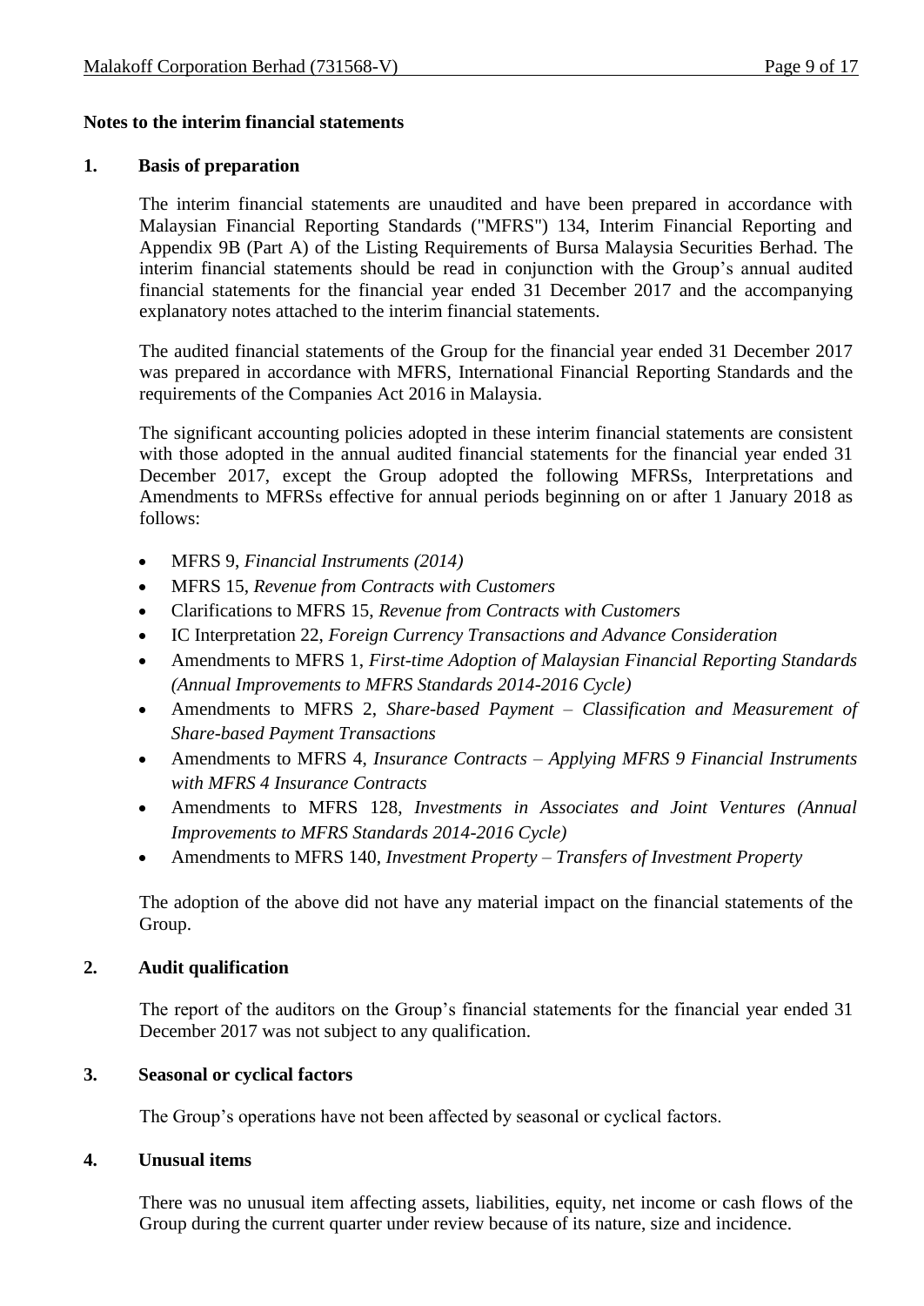**Notes to the interim financial statements**

**1. Basis of preparation**

The interim financial statements are unaudited and have been prepared in accordance with Malaysian Financial Reporting Standards ("MFRS") 134, Interim Financial Reporting and Appendix 9B (Part A) of the Listing Requirements of Bursa Malaysia Securities Berhad. The interim financial statements should be read in conjunction with the Group's annual audited financial statements for the financial year ended 31 December 2017 and the accompanying explanatory notes attached to the interim financial statements.

The audited financial statements of the Group for the financial year ended 31 December 2017 was prepared in accordance with MFRS, International Financial Reporting Standards and the requirements of the Companies Act 2016 in Malaysia.

The significant accounting policies adopted in these interim financial statements are consistent with those adopted in the annual audited financial statements for the financial year ended 31 December 2017, except the Group adopted the following MFRSs, Interpretations and Amendments to MFRSs effective for annual periods beginning on or after 1 January 2018 as follows:

- MFRS 9, *Financial Instruments (2014)*
- MFRS 15, *Revenue from Contracts with Customers*
- Clarifications to MFRS 15, *Revenue from Contracts with Customers*
- IC Interpretation 22, *Foreign Currency Transactions and Advance Consideration*
- Amendments to MFRS 1, *First-time Adoption of Malaysian Financial Reporting Standards (Annual Improvements to MFRS Standards 2014-2016 Cycle)*
- Amendments to MFRS 2, *Share-based Payment – Classification and Measurement of Share-based Payment Transactions*
- Amendments to MFRS 4, *Insurance Contracts – Applying MFRS 9 Financial Instruments with MFRS 4 Insurance Contracts*
- Amendments to MFRS 128, *Investments in Associates and Joint Ventures (Annual Improvements to MFRS Standards 2014-2016 Cycle)*
- Amendments to MFRS 140, *Investment Property – Transfers of Investment Property*

The adoption of the above did not have any material impact on the financial statements of the Group.

**2. Audit qualification**

The report of the auditors on the Group's financial statements for the financial year ended 31 December 2017 was not subject to any qualification.

**3. Seasonal or cyclical factors**

The Group's operations have not been affected by seasonal or cyclical factors.

**4. Unusual items**

There was no unusual item affecting assets, liabilities, equity, net income or cash flows of the Group during the current quarter under review because of its nature, size and incidence.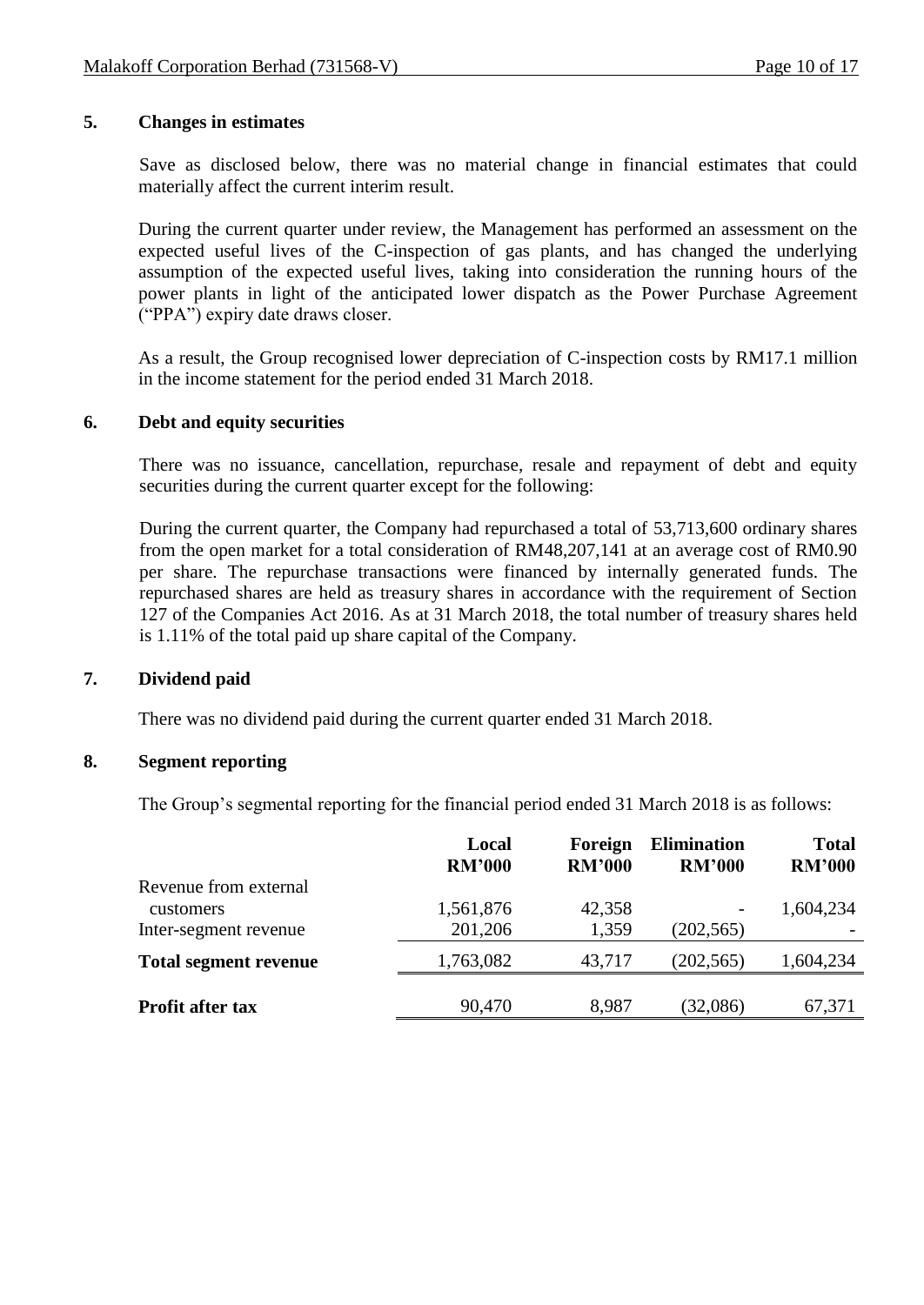## 5. Changes in estimates

Save as disclosed below, there was no material change in financial estimates that could materially affect the current interim result.

During the current quarter under review, the Management has performed an assessment on the expected useful lives of the C-inspection of gas plants, and has changed the underlying assumption of the expected useful lives, taking into consideration the running hours of the power plants in light of the anticipated lower dispatch as the Power Purchase Agreement ("PPA") expiry date draws closer.

As a result, the Group recognised lower depreciation of C-inspection costs by RM17.1 million in the income statement for the period ended 31 March 2018.

## 6. Debt and equity securities

There was no issuance, cancellation, repurchase, resale and repayment of debt and equity securities during the current quarter except for the following:

During the current quarter, the Company had repurchased a total of 53,713,600 ordinary shares from the open market for a total consideration of RM48,207,141 at an average cost of RM0.90 per share. The repurchase transactions were financed by internally generated funds. The repurchased shares are held as treasury shares in accordance with the requirement of Section 127 of the Companies Act 2016. As at 31 March 2018, the total number of treasury shares held is 1.11% of the total paid up share capital of the Company.

## 7. Dividend paid

There was no dividend paid during the current quarter ended 31 March 2018.

## 8. Segment reporting

The Group's segmental reporting for the financial period ended 31 March 2018 is as follows:

| | Local RM'000 | Foreign RM'000 | Elimination RM'000 | Total RM'000 |
|---|---|---|---|---|
| Revenue from external customers | 1,561,876 | 42,358 | - | 1,604,234 |
| Inter-segment revenue | 201,206 | 1,359 | (202,565) | - |
| **Total segment revenue** | 1,763,082 | 43,717 | (202,565) | 1,604,234 |
| **Profit after tax** | 90,470 | 8,987 | (32,086) | 67,371 |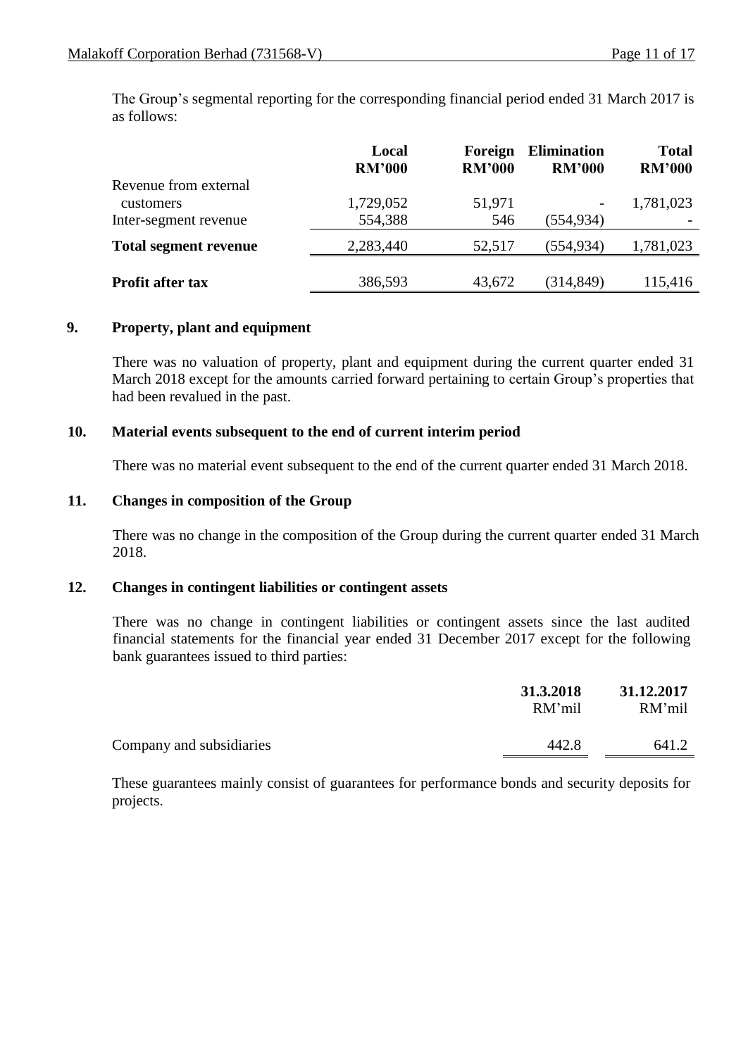The Group's segmental reporting for the corresponding financial period ended 31 March 2017 is as follows:

| | Local RM'000 | Foreign RM'000 | Elimination RM'000 | Total RM'000 |
|---|---|---|---|---|
| Revenue from external customers | 1,729,052 | 51,971 | - | 1,781,023 |
| Inter-segment revenue | 554,388 | 546 | (554,934) | - |
| **Total segment revenue** | 2,283,440 | 52,517 | (554,934) | 1,781,023 |
| **Profit after tax** | 386,593 | 43,672 | (314,849) | 115,416 |

## 9. Property, plant and equipment

There was no valuation of property, plant and equipment during the current quarter ended 31 March 2018 except for the amounts carried forward pertaining to certain Group's properties that had been revalued in the past.

## 10. Material events subsequent to the end of current interim period

There was no material event subsequent to the end of the current quarter ended 31 March 2018.

## 11. Changes in composition of the Group

There was no change in the composition of the Group during the current quarter ended 31 March 2018.

## 12. Changes in contingent liabilities or contingent assets

There was no change in contingent liabilities or contingent assets since the last audited financial statements for the financial year ended 31 December 2017 except for the following bank guarantees issued to third parties:

| | 31.3.2018 RM'mil | 31.12.2017 RM'mil |
|---|---|---|
| Company and subsidiaries | 442.8 | 641.2 |

These guarantees mainly consist of guarantees for performance bonds and security deposits for projects.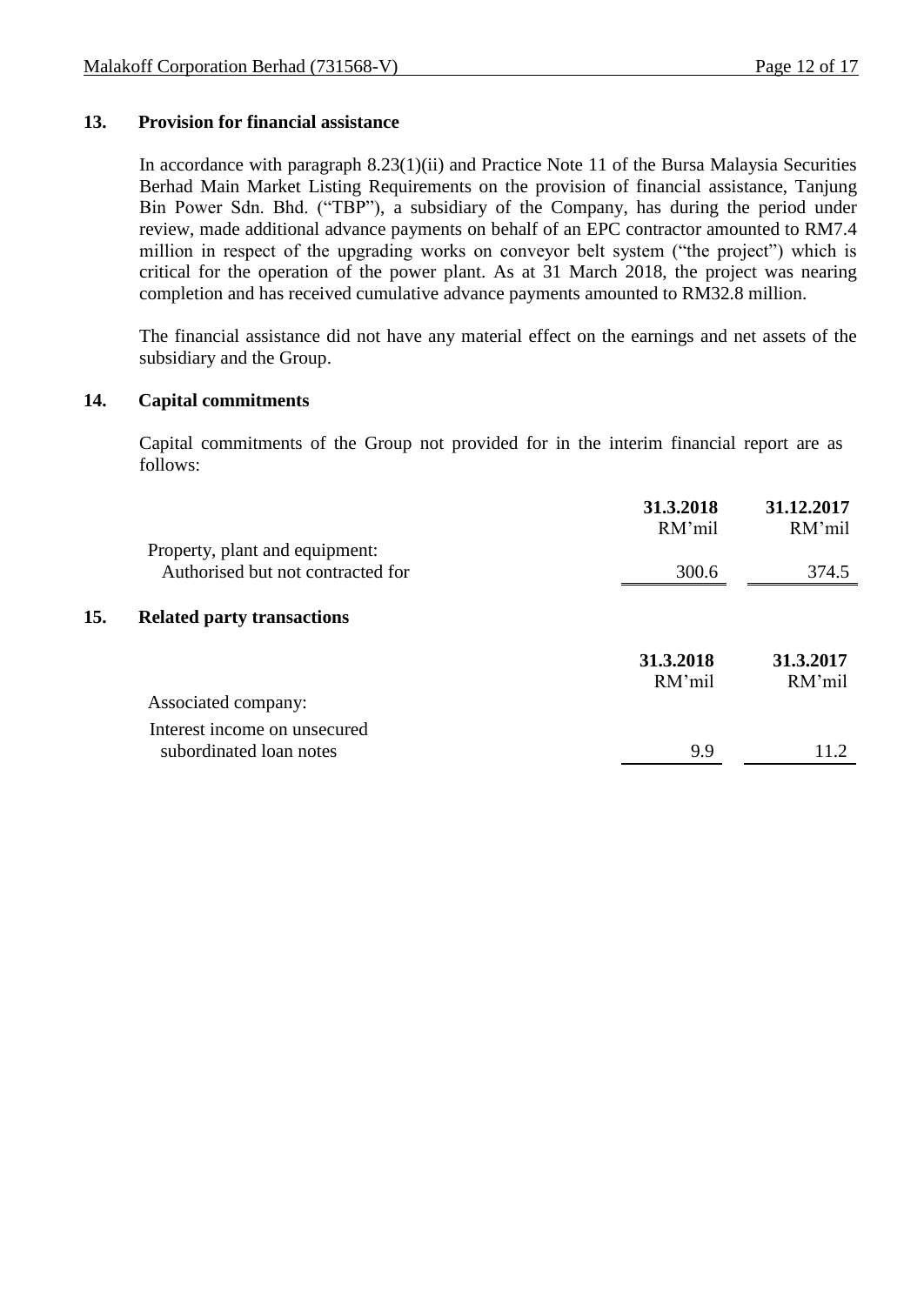## 13. Provision for financial assistance

In accordance with paragraph 8.23(1)(ii) and Practice Note 11 of the Bursa Malaysia Securities Berhad Main Market Listing Requirements on the provision of financial assistance, Tanjung Bin Power Sdn. Bhd. ("TBP"), a subsidiary of the Company, has during the period under review, made additional advance payments on behalf of an EPC contractor amounted to RM7.4 million in respect of the upgrading works on conveyor belt system ("the project") which is critical for the operation of the power plant. As at 31 March 2018, the project was nearing completion and has received cumulative advance payments amounted to RM32.8 million.

The financial assistance did not have any material effect on the earnings and net assets of the subsidiary and the Group.

## 14. Capital commitments

Capital commitments of the Group not provided for in the interim financial report are as follows:

| | **31.3.2018** RM'mil | **31.12.2017** RM'mil |
|---|---|---|
| Property, plant and equipment: | | |
| Authorised but not contracted for | 300.6 | 374.5 |

## 15. Related party transactions

| | **31.3.2018** RM'mil | **31.3.2017** RM'mil |
|---|---|---|
| Associated company: | | |
| Interest income on unsecured subordinated loan notes | 9.9 | 11.2 |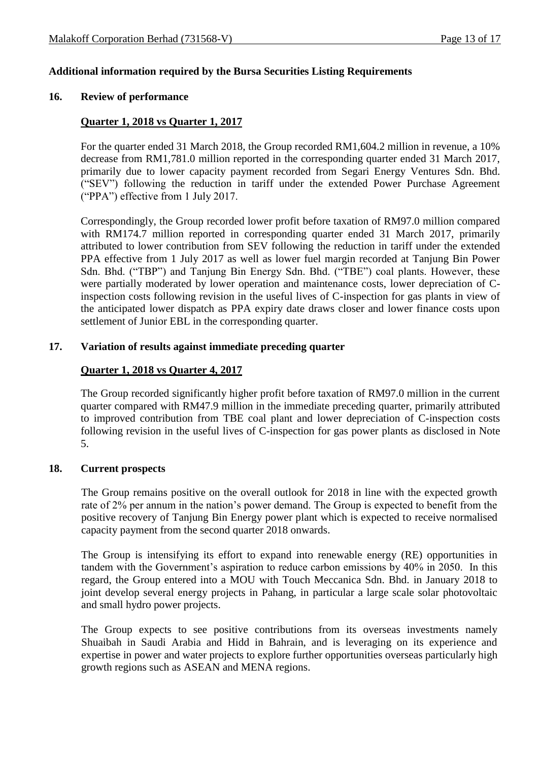## Additional information required by the Bursa Securities Listing Requirements

### 16. Review of performance

**Quarter 1, 2018 vs Quarter 1, 2017**

For the quarter ended 31 March 2018, the Group recorded RM1,604.2 million in revenue, a 10% decrease from RM1,781.0 million reported in the corresponding quarter ended 31 March 2017, primarily due to lower capacity payment recorded from Segari Energy Ventures Sdn. Bhd. ("SEV") following the reduction in tariff under the extended Power Purchase Agreement ("PPA") effective from 1 July 2017.

Correspondingly, the Group recorded lower profit before taxation of RM97.0 million compared with RM174.7 million reported in corresponding quarter ended 31 March 2017, primarily attributed to lower contribution from SEV following the reduction in tariff under the extended PPA effective from 1 July 2017 as well as lower fuel margin recorded at Tanjung Bin Power Sdn. Bhd. ("TBP") and Tanjung Bin Energy Sdn. Bhd. ("TBE") coal plants. However, these were partially moderated by lower operation and maintenance costs, lower depreciation of C-inspection costs following revision in the useful lives of C-inspection for gas plants in view of the anticipated lower dispatch as PPA expiry date draws closer and lower finance costs upon settlement of Junior EBL in the corresponding quarter.

### 17. Variation of results against immediate preceding quarter

**Quarter 1, 2018 vs Quarter 4, 2017**

The Group recorded significantly higher profit before taxation of RM97.0 million in the current quarter compared with RM47.9 million in the immediate preceding quarter, primarily attributed to improved contribution from TBE coal plant and lower depreciation of C-inspection costs following revision in the useful lives of C-inspection for gas power plants as disclosed in Note 5.

### 18. Current prospects

The Group remains positive on the overall outlook for 2018 in line with the expected growth rate of 2% per annum in the nation's power demand. The Group is expected to benefit from the positive recovery of Tanjung Bin Energy power plant which is expected to receive normalised capacity payment from the second quarter 2018 onwards.

The Group is intensifying its effort to expand into renewable energy (RE) opportunities in tandem with the Government's aspiration to reduce carbon emissions by 40% in 2050. In this regard, the Group entered into a MOU with Touch Meccanica Sdn. Bhd. in January 2018 to joint develop several energy projects in Pahang, in particular a large scale solar photovoltaic and small hydro power projects.

The Group expects to see positive contributions from its overseas investments namely Shuaibah in Saudi Arabia and Hidd in Bahrain, and is leveraging on its experience and expertise in power and water projects to explore further opportunities overseas particularly high growth regions such as ASEAN and MENA regions.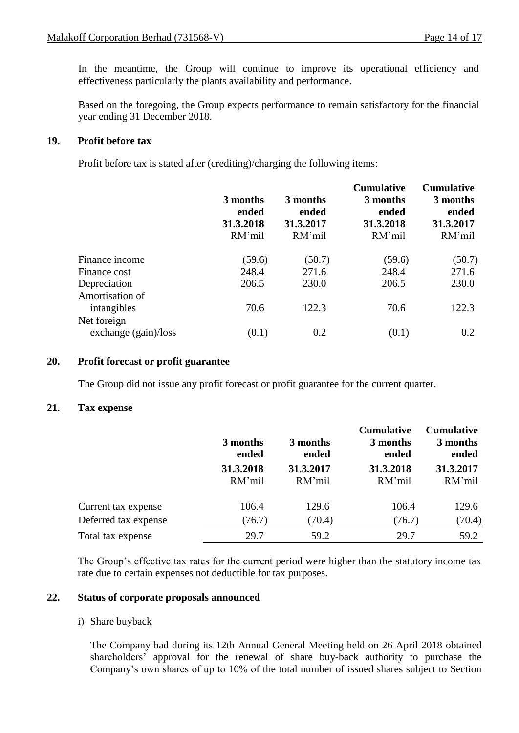In the meantime, the Group will continue to improve its operational efficiency and effectiveness particularly the plants availability and performance.

Based on the foregoing, the Group expects performance to remain satisfactory for the financial year ending 31 December 2018.

## 19. Profit before tax

Profit before tax is stated after (crediting)/charging the following items:

| | 3 months ended 31.3.2018 RM'mil | 3 months ended 31.3.2017 RM'mil | Cumulative 3 months ended 31.3.2018 RM'mil | Cumulative 3 months ended 31.3.2017 RM'mil |
|---|---|---|---|---|
| Finance income | (59.6) | (50.7) | (59.6) | (50.7) |
| Finance cost | 248.4 | 271.6 | 248.4 | 271.6 |
| Depreciation | 206.5 | 230.0 | 206.5 | 230.0 |
| Amortisation of intangibles | 70.6 | 122.3 | 70.6 | 122.3 |
| Net foreign exchange (gain)/loss | (0.1) | 0.2 | (0.1) | 0.2 |

## 20. Profit forecast or profit guarantee

The Group did not issue any profit forecast or profit guarantee for the current quarter.

## 21. Tax expense

| | 3 months ended 31.3.2018 RM'mil | 3 months ended 31.3.2017 RM'mil | Cumulative 3 months ended 31.3.2018 RM'mil | Cumulative 3 months ended 31.3.2017 RM'mil |
|---|---|---|---|---|
| Current tax expense | 106.4 | 129.6 | 106.4 | 129.6 |
| Deferred tax expense | (76.7) | (70.4) | (76.7) | (70.4) |
| Total tax expense | 29.7 | 59.2 | 29.7 | 59.2 |

The Group's effective tax rates for the current period were higher than the statutory income tax rate due to certain expenses not deductible for tax purposes.

## 22. Status of corporate proposals announced

i) Share buyback

The Company had during its 12th Annual General Meeting held on 26 April 2018 obtained shareholders' approval for the renewal of share buy-back authority to purchase the Company's own shares of up to 10% of the total number of issued shares subject to Section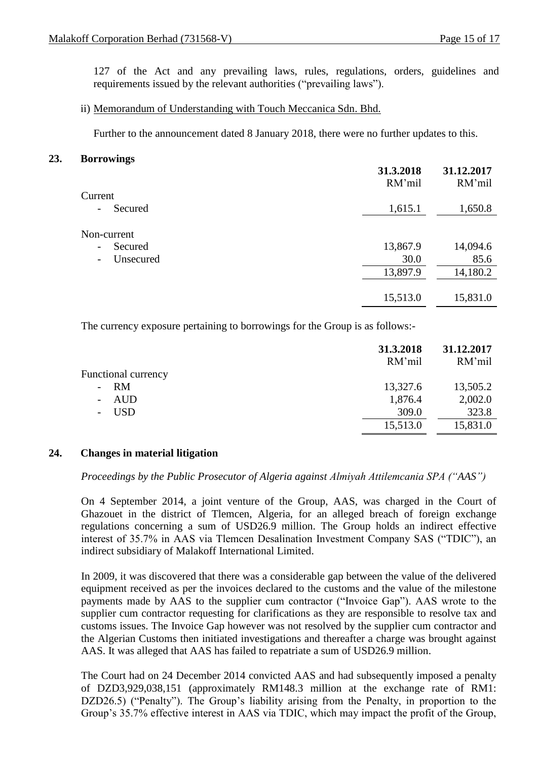127 of the Act and any prevailing laws, rules, regulations, orders, guidelines and requirements issued by the relevant authorities ("prevailing laws").

ii) Memorandum of Understanding with Touch Meccanica Sdn. Bhd.

Further to the announcement dated 8 January 2018, there were no further updates to this.

## 23. Borrowings

| | 31.3.2018 RM'mil | 31.12.2017 RM'mil |
|---|---|---|
| Current | | |
| - Secured | 1,615.1 | 1,650.8 |
| Non-current | | |
| - Secured | 13,867.9 | 14,094.6 |
| - Unsecured | 30.0 | 85.6 |
| | 13,897.9 | 14,180.2 |
| | 15,513.0 | 15,831.0 |

The currency exposure pertaining to borrowings for the Group is as follows:-

| | 31.3.2018 RM'mil | 31.12.2017 RM'mil |
|---|---|---|
| Functional currency | | |
| - RM | 13,327.6 | 13,505.2 |
| - AUD | 1,876.4 | 2,002.0 |
| - USD | 309.0 | 323.8 |
| | 15,513.0 | 15,831.0 |

## 24. Changes in material litigation

*Proceedings by the Public Prosecutor of Algeria against Almiyah Attilemcania SPA ("AAS")*

On 4 September 2014, a joint venture of the Group, AAS, was charged in the Court of Ghazouet in the district of Tlemcen, Algeria, for an alleged breach of foreign exchange regulations concerning a sum of USD26.9 million. The Group holds an indirect effective interest of 35.7% in AAS via Tlemcen Desalination Investment Company SAS ("TDIC"), an indirect subsidiary of Malakoff International Limited.

In 2009, it was discovered that there was a considerable gap between the value of the delivered equipment received as per the invoices declared to the customs and the value of the milestone payments made by AAS to the supplier cum contractor ("Invoice Gap"). AAS wrote to the supplier cum contractor requesting for clarifications as they are responsible to resolve tax and customs issues. The Invoice Gap however was not resolved by the supplier cum contractor and the Algerian Customs then initiated investigations and thereafter a charge was brought against AAS. It was alleged that AAS has failed to repatriate a sum of USD26.9 million.

The Court had on 24 December 2014 convicted AAS and had subsequently imposed a penalty of DZD3,929,038,151 (approximately RM148.3 million at the exchange rate of RM1: DZD26.5) ("Penalty"). The Group's liability arising from the Penalty, in proportion to the Group's 35.7% effective interest in AAS via TDIC, which may impact the profit of the Group,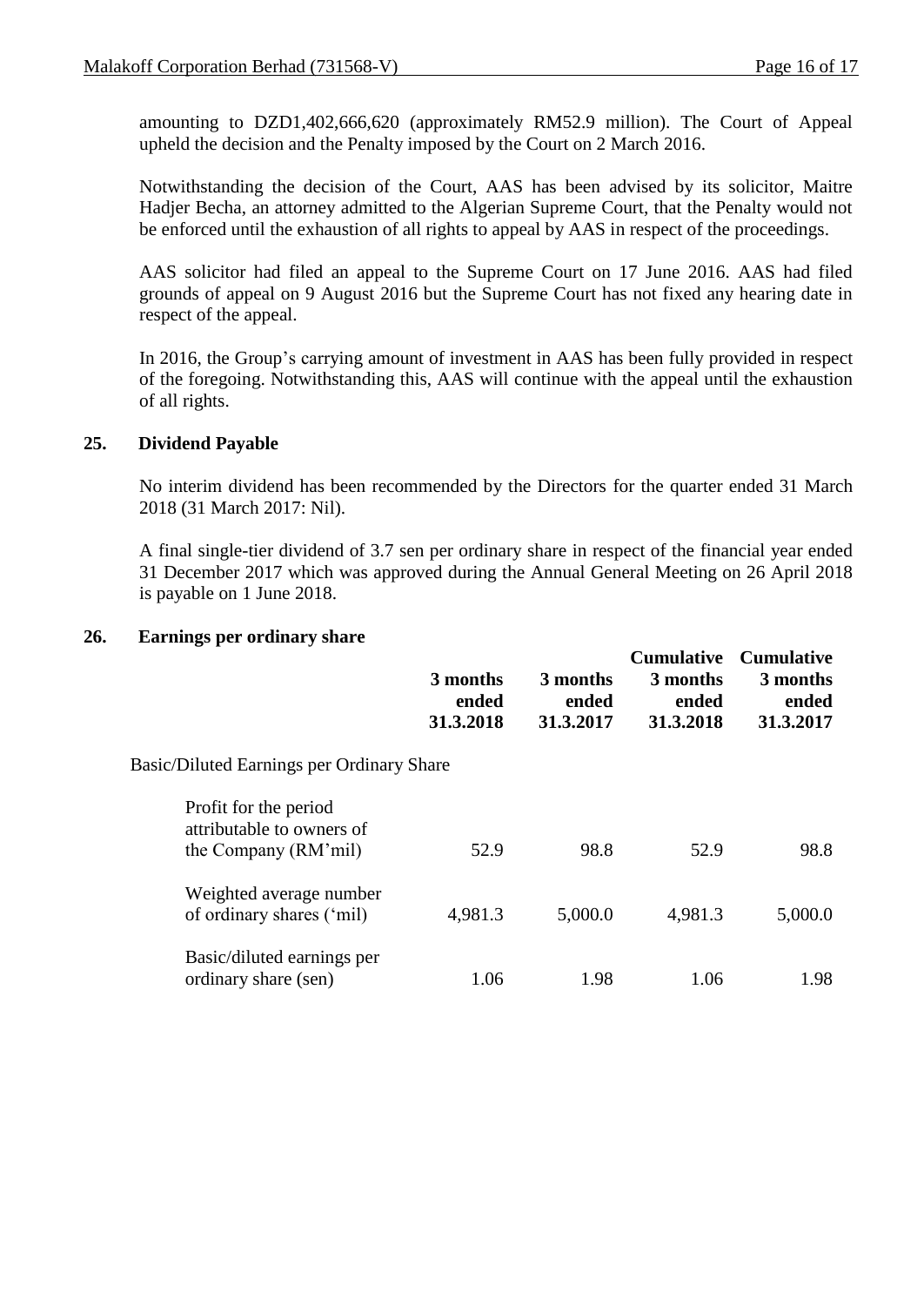amounting to DZD1,402,666,620 (approximately RM52.9 million). The Court of Appeal upheld the decision and the Penalty imposed by the Court on 2 March 2016.

Notwithstanding the decision of the Court, AAS has been advised by its solicitor, Maitre Hadjer Becha, an attorney admitted to the Algerian Supreme Court, that the Penalty would not be enforced until the exhaustion of all rights to appeal by AAS in respect of the proceedings.

AAS solicitor had filed an appeal to the Supreme Court on 17 June 2016. AAS had filed grounds of appeal on 9 August 2016 but the Supreme Court has not fixed any hearing date in respect of the appeal.

In 2016, the Group's carrying amount of investment in AAS has been fully provided in respect of the foregoing. Notwithstanding this, AAS will continue with the appeal until the exhaustion of all rights.

## 25. Dividend Payable

No interim dividend has been recommended by the Directors for the quarter ended 31 March 2018 (31 March 2017: Nil).

A final single-tier dividend of 3.7 sen per ordinary share in respect of the financial year ended 31 December 2017 which was approved during the Annual General Meeting on 26 April 2018 is payable on 1 June 2018.

## 26. Earnings per ordinary share

| | 3 months ended 31.3.2018 | 3 months ended 31.3.2017 | Cumulative 3 months ended 31.3.2018 | Cumulative 3 months ended 31.3.2017 |
|---|---|---|---|---|
| Basic/Diluted Earnings per Ordinary Share | | | | |
| Profit for the period attributable to owners of the Company (RM'mil) | 52.9 | 98.8 | 52.9 | 98.8 |
| Weighted average number of ordinary shares ('mil) | 4,981.3 | 5,000.0 | 4,981.3 | 5,000.0 |
| Basic/diluted earnings per ordinary share (sen) | 1.06 | 1.98 | 1.06 | 1.98 |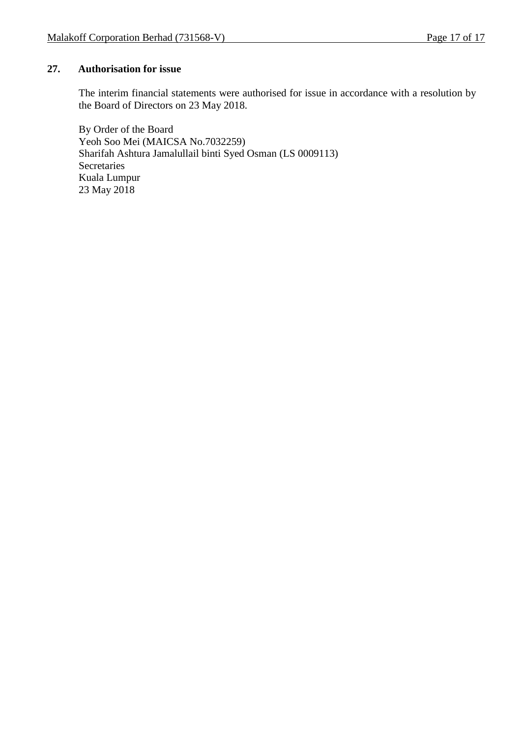## 27. Authorisation for issue

The interim financial statements were authorised for issue in accordance with a resolution by the Board of Directors on 23 May 2018.

By Order of the Board
Yeoh Soo Mei (MAICSA No.7032259)
Sharifah Ashtura Jamalullail binti Syed Osman (LS 0009113)
Secretaries
Kuala Lumpur
23 May 2018